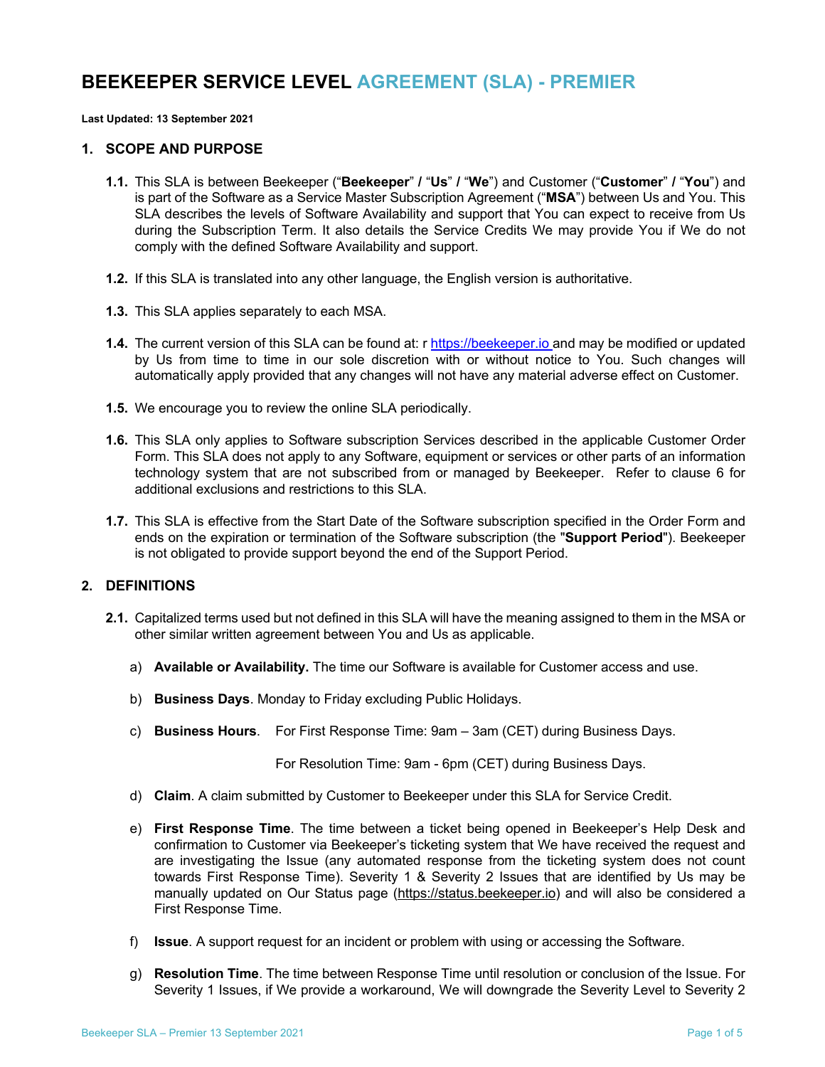# BEEKEEPER SERVICE LEVEL AGREEMENT (SLA) - PREMIER

**Last Updated: 13 September 2021**

## 1. SCOPE AND PURPOSE

**1.1.** This SLA is between Beekeeper ("**Beekeeper**" / "**Us**" / "**We**") and Customer ("**Customer**" / "**You**") and is part of the Software as a Service Master Subscription Agreement ("**MSA**") between Us and You. This SLA describes the levels of Software Availability and support that You can expect to receive from Us during the Subscription Term. It also details the Service Credits We may provide You if We do not comply with the defined Software Availability and support.

**1.2.** If this SLA is translated into any other language, the English version is authoritative.

**1.3.** This SLA applies separately to each MSA.

**1.4.** The current version of this SLA can be found at: r https://beekeeper.io and may be modified or updated by Us from time to time in our sole discretion with or without notice to You. Such changes will automatically apply provided that any changes will not have any material adverse effect on Customer.

**1.5.** We encourage you to review the online SLA periodically.

**1.6.** This SLA only applies to Software subscription Services described in the applicable Customer Order Form. This SLA does not apply to any Software, equipment or services or other parts of an information technology system that are not subscribed from or managed by Beekeeper. Refer to clause 6 for additional exclusions and restrictions to this SLA.

**1.7.** This SLA is effective from the Start Date of the Software subscription specified in the Order Form and ends on the expiration or termination of the Software subscription (the "**Support Period**"). Beekeeper is not obligated to provide support beyond the end of the Support Period.

## 2. DEFINITIONS

**2.1.** Capitalized terms used but not defined in this SLA will have the meaning assigned to them in the MSA or other similar written agreement between You and Us as applicable.

a) **Available or Availability.** The time our Software is available for Customer access and use.

b) **Business Days**. Monday to Friday excluding Public Holidays.

c) **Business Hours**. For First Response Time: 9am – 3am (CET) during Business Days.

For Resolution Time: 9am - 6pm (CET) during Business Days.

d) **Claim**. A claim submitted by Customer to Beekeeper under this SLA for Service Credit.

e) **First Response Time**. The time between a ticket being opened in Beekeeper's Help Desk and confirmation to Customer via Beekeeper's ticketing system that We have received the request and are investigating the Issue (any automated response from the ticketing system does not count towards First Response Time). Severity 1 & Severity 2 Issues that are identified by Us may be manually updated on Our Status page (https://status.beekeeper.io) and will also be considered a First Response Time.

f) **Issue**. A support request for an incident or problem with using or accessing the Software.

g) **Resolution Time**. The time between Response Time until resolution or conclusion of the Issue. For Severity 1 Issues, if We provide a workaround, We will downgrade the Severity Level to Severity 2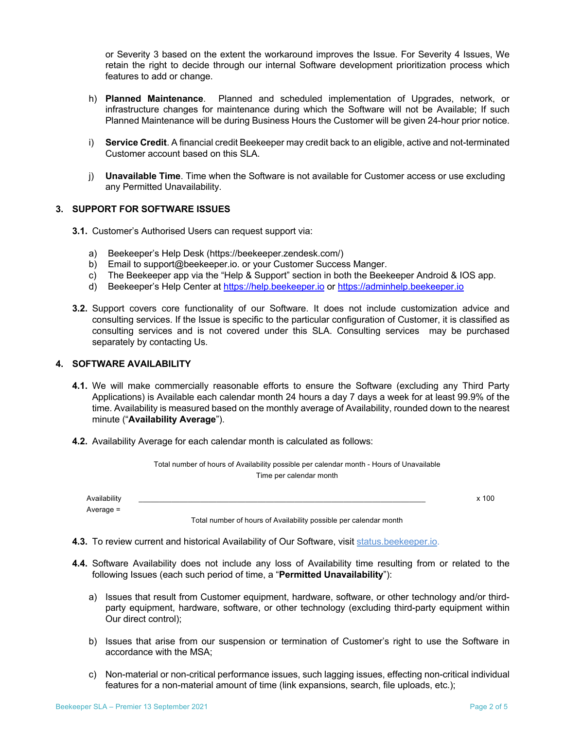or Severity 3 based on the extent the workaround improves the Issue. For Severity 4 Issues, We retain the right to decide through our internal Software development prioritization process which features to add or change.

h) **Planned Maintenance**. Planned and scheduled implementation of Upgrades, network, or infrastructure changes for maintenance during which the Software will not be Available; If such Planned Maintenance will be during Business Hours the Customer will be given 24-hour prior notice.

i) **Service Credit**. A financial credit Beekeeper may credit back to an eligible, active and not-terminated Customer account based on this SLA.

j) **Unavailable Time**. Time when the Software is not available for Customer access or use excluding any Permitted Unavailability.

## 3. SUPPORT FOR SOFTWARE ISSUES

**3.1.** Customer's Authorised Users can request support via:

a) Beekeeper's Help Desk (https://beekeeper.zendesk.com/)
b) Email to support@beekeeper.io. or your Customer Success Manger.
c) The Beekeeper app via the "Help & Support" section in both the Beekeeper Android & IOS app.
d) Beekeeper's Help Center at https://help.beekeeper.io or https://adminhelp.beekeeper.io

**3.2.** Support covers core functionality of our Software. It does not include customization advice and consulting services. If the Issue is specific to the particular configuration of Customer, it is classified as consulting services and is not covered under this SLA. Consulting services may be purchased separately by contacting Us.

## 4. SOFTWARE AVAILABILITY

**4.1.** We will make commercially reasonable efforts to ensure the Software (excluding any Third Party Applications) is Available each calendar month 24 hours a day 7 days a week for at least 99.9% of the time. Availability is measured based on the monthly average of Availability, rounded down to the nearest minute ("**Availability Average**").

**4.2.** Availability Average for each calendar month is calculated as follows:

$$\text{Availability Average} = \frac{\text{Total number of hours of Availability possible per calendar month} - \text{Hours of Unavailable Time per calendar month}}{\text{Total number of hours of Availability possible per calendar month}} \times 100$$

**4.3.** To review current and historical Availability of Our Software, visit status.beekeeper.io.

**4.4.** Software Availability does not include any loss of Availability time resulting from or related to the following Issues (each such period of time, a "**Permitted Unavailability**"):

a) Issues that result from Customer equipment, hardware, software, or other technology and/or third-party equipment, hardware, software, or other technology (excluding third-party equipment within Our direct control);

b) Issues that arise from our suspension or termination of Customer's right to use the Software in accordance with the MSA;

c) Non-material or non-critical performance issues, such lagging issues, effecting non-critical individual features for a non-material amount of time (link expansions, search, file uploads, etc.);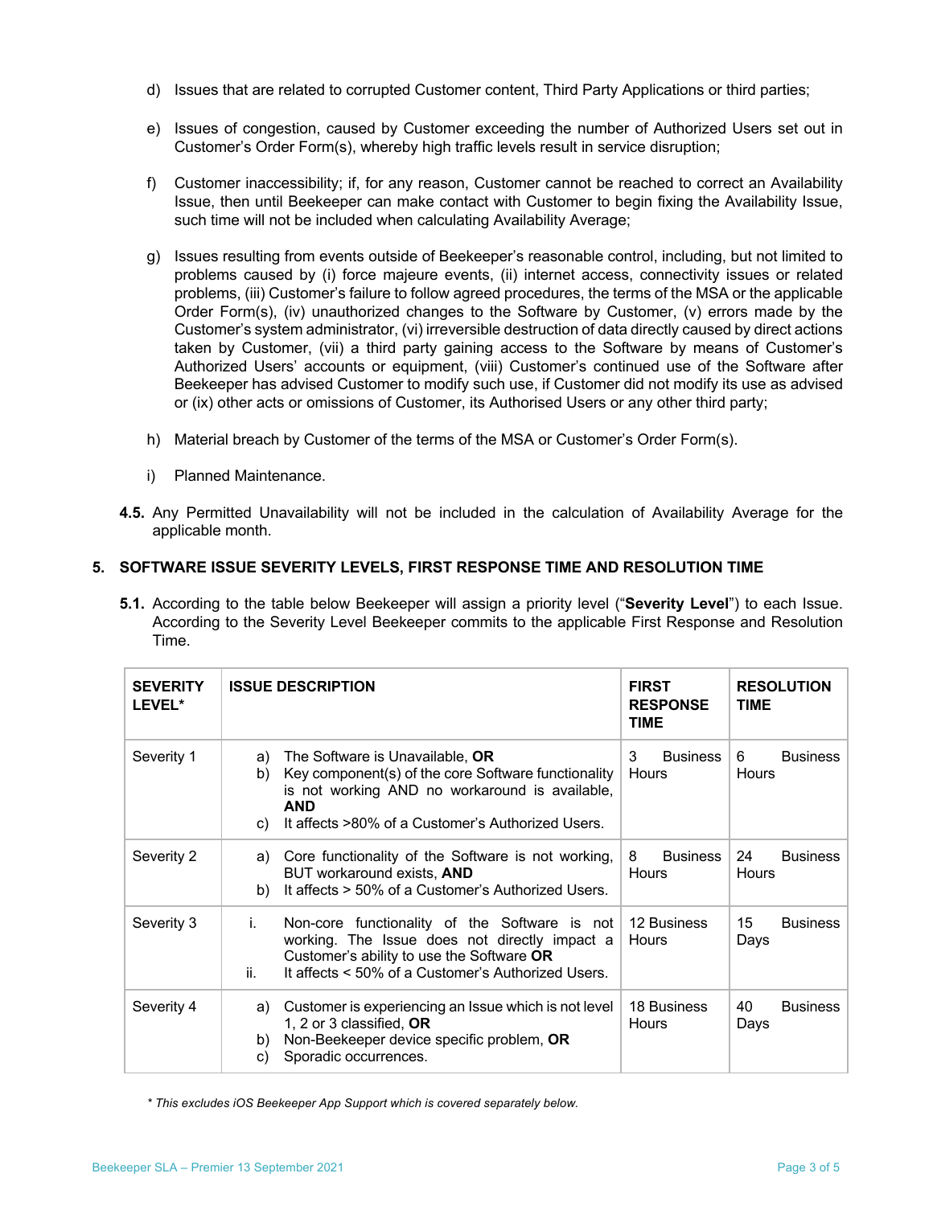d) Issues that are related to corrupted Customer content, Third Party Applications or third parties;

e) Issues of congestion, caused by Customer exceeding the number of Authorized Users set out in Customer's Order Form(s), whereby high traffic levels result in service disruption;

f) Customer inaccessibility; if, for any reason, Customer cannot be reached to correct an Availability Issue, then until Beekeeper can make contact with Customer to begin fixing the Availability Issue, such time will not be included when calculating Availability Average;

g) Issues resulting from events outside of Beekeeper's reasonable control, including, but not limited to problems caused by (i) force majeure events, (ii) internet access, connectivity issues or related problems, (iii) Customer's failure to follow agreed procedures, the terms of the MSA or the applicable Order Form(s), (iv) unauthorized changes to the Software by Customer, (v) errors made by the Customer's system administrator, (vi) irreversible destruction of data directly caused by direct actions taken by Customer, (vii) a third party gaining access to the Software by means of Customer's Authorized Users' accounts or equipment, (viii) Customer's continued use of the Software after Beekeeper has advised Customer to modify such use, if Customer did not modify its use as advised or (ix) other acts or omissions of Customer, its Authorised Users or any other third party;

h) Material breach by Customer of the terms of the MSA or Customer's Order Form(s).

i) Planned Maintenance.

**4.5.** Any Permitted Unavailability will not be included in the calculation of Availability Average for the applicable month.

## 5. SOFTWARE ISSUE SEVERITY LEVELS, FIRST RESPONSE TIME AND RESOLUTION TIME

**5.1.** According to the table below Beekeeper will assign a priority level ("**Severity Level**") to each Issue. According to the Severity Level Beekeeper commits to the applicable First Response and Resolution Time.

| SEVERITY LEVEL* | ISSUE DESCRIPTION | FIRST RESPONSE TIME | RESOLUTION TIME |
|---|---|---|---|
| Severity 1 | a) The Software is Unavailable, **OR**<br>b) Key component(s) of the core Software functionality is not working AND no workaround is available, **AND**<br>c) It affects >80% of a Customer's Authorized Users. | 3 Business Hours | 6 Business Hours |
| Severity 2 | a) Core functionality of the Software is not working, BUT workaround exists, **AND**<br>b) It affects > 50% of a Customer's Authorized Users. | 8 Business Hours | 24 Business Hours |
| Severity 3 | i. Non-core functionality of the Software is not working. The Issue does not directly impact a Customer's ability to use the Software **OR**<br>ii. It affects < 50% of a Customer's Authorized Users. | 12 Business Hours | 15 Business Days |
| Severity 4 | a) Customer is experiencing an Issue which is not level 1, 2 or 3 classified, **OR**<br>b) Non-Beekeeper device specific problem, **OR**<br>c) Sporadic occurrences. | 18 Business Hours | 40 Business Days |

*\* This excludes iOS Beekeeper App Support which is covered separately below.*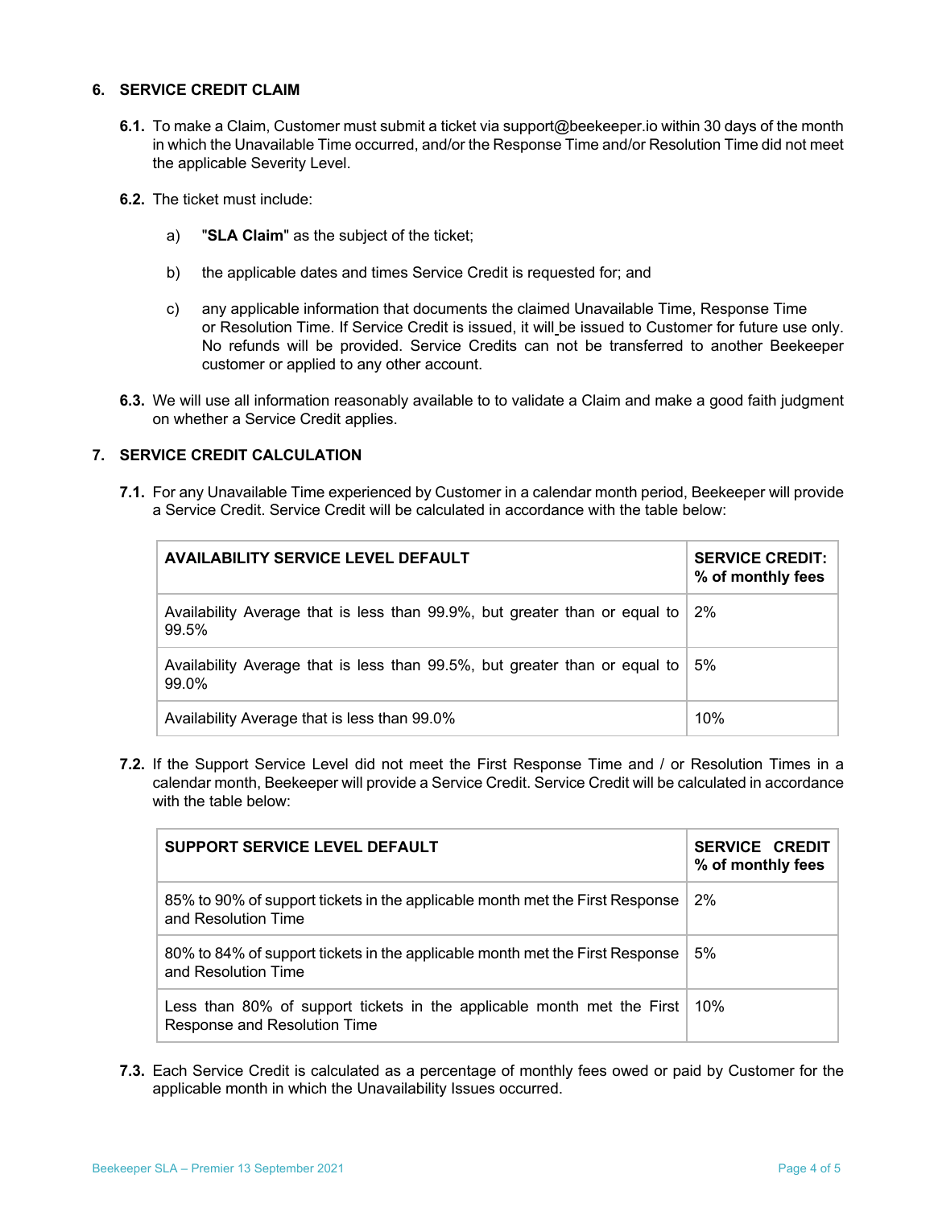## 6. SERVICE CREDIT CLAIM

**6.1.** To make a Claim, Customer must submit a ticket via support@beekeeper.io within 30 days of the month in which the Unavailable Time occurred, and/or the Response Time and/or Resolution Time did not meet the applicable Severity Level.

**6.2.** The ticket must include:

a) "**SLA Claim**" as the subject of the ticket;

b) the applicable dates and times Service Credit is requested for; and

c) any applicable information that documents the claimed Unavailable Time, Response Time or Resolution Time. If Service Credit is issued, it will be issued to Customer for future use only. No refunds will be provided. Service Credits can not be transferred to another Beekeeper customer or applied to any other account.

**6.3.** We will use all information reasonably available to to validate a Claim and make a good faith judgment on whether a Service Credit applies.

## 7. SERVICE CREDIT CALCULATION

**7.1.** For any Unavailable Time experienced by Customer in a calendar month period, Beekeeper will provide a Service Credit. Service Credit will be calculated in accordance with the table below:

| AVAILABILITY SERVICE LEVEL DEFAULT | SERVICE CREDIT: % of monthly fees |
|---|---|
| Availability Average that is less than 99.9%, but greater than or equal to 99.5% | 2% |
| Availability Average that is less than 99.5%, but greater than or equal to 99.0% | 5% |
| Availability Average that is less than 99.0% | 10% |

**7.2.** If the Support Service Level did not meet the First Response Time and / or Resolution Times in a calendar month, Beekeeper will provide a Service Credit. Service Credit will be calculated in accordance with the table below:

| SUPPORT SERVICE LEVEL DEFAULT | SERVICE CREDIT % of monthly fees |
|---|---|
| 85% to 90% of support tickets in the applicable month met the First Response and Resolution Time | 2% |
| 80% to 84% of support tickets in the applicable month met the First Response and Resolution Time | 5% |
| Less than 80% of support tickets in the applicable month met the First Response and Resolution Time | 10% |

**7.3.** Each Service Credit is calculated as a percentage of monthly fees owed or paid by Customer for the applicable month in which the Unavailability Issues occurred.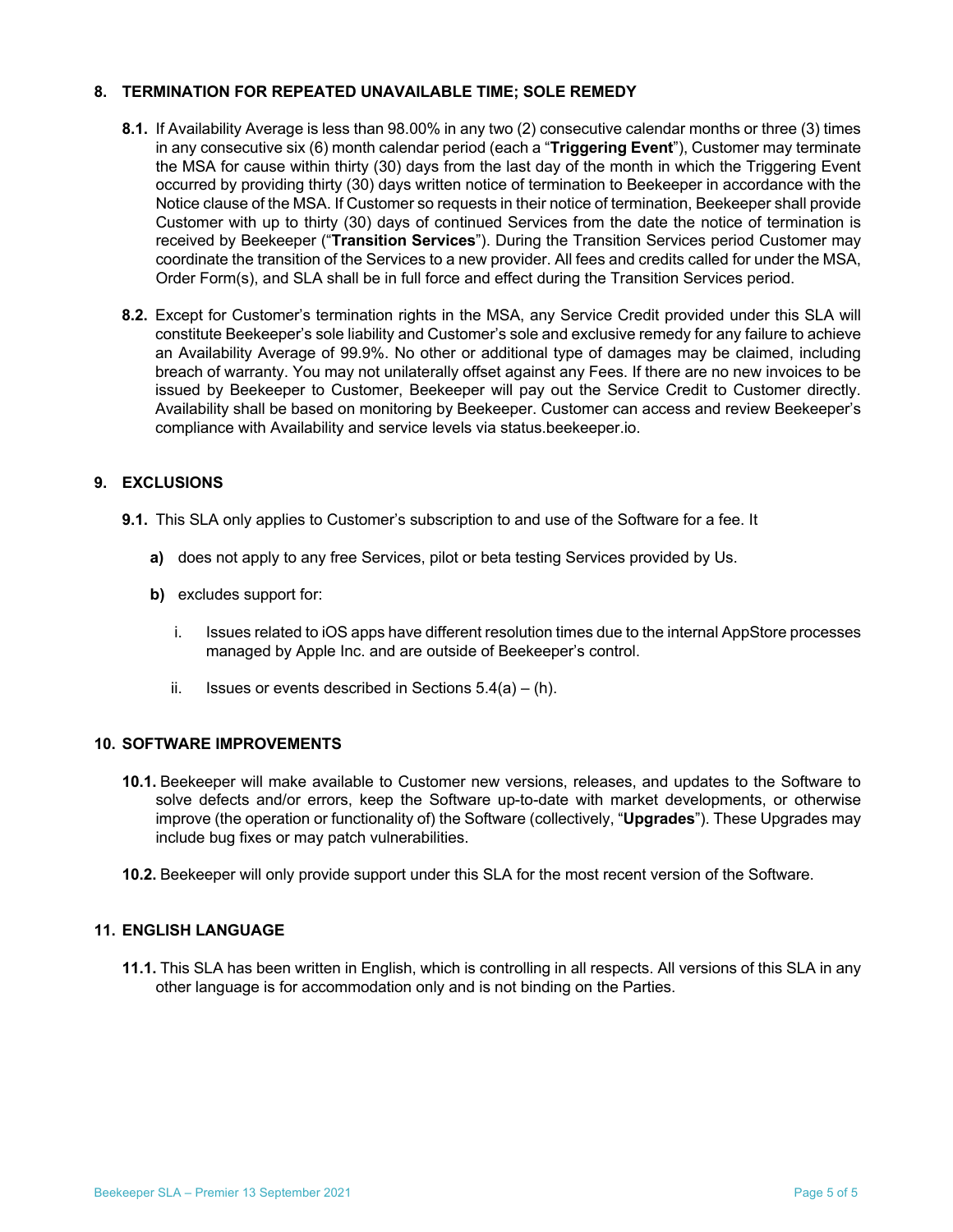## 8. TERMINATION FOR REPEATED UNAVAILABLE TIME; SOLE REMEDY

**8.1.** If Availability Average is less than 98.00% in any two (2) consecutive calendar months or three (3) times in any consecutive six (6) month calendar period (each a "**Triggering Event**"), Customer may terminate the MSA for cause within thirty (30) days from the last day of the month in which the Triggering Event occurred by providing thirty (30) days written notice of termination to Beekeeper in accordance with the Notice clause of the MSA. If Customer so requests in their notice of termination, Beekeeper shall provide Customer with up to thirty (30) days of continued Services from the date the notice of termination is received by Beekeeper ("**Transition Services**"). During the Transition Services period Customer may coordinate the transition of the Services to a new provider. All fees and credits called for under the MSA, Order Form(s), and SLA shall be in full force and effect during the Transition Services period.

**8.2.** Except for Customer's termination rights in the MSA, any Service Credit provided under this SLA will constitute Beekeeper's sole liability and Customer's sole and exclusive remedy for any failure to achieve an Availability Average of 99.9%. No other or additional type of damages may be claimed, including breach of warranty. You may not unilaterally offset against any Fees. If there are no new invoices to be issued by Beekeeper to Customer, Beekeeper will pay out the Service Credit to Customer directly. Availability shall be based on monitoring by Beekeeper. Customer can access and review Beekeeper's compliance with Availability and service levels via status.beekeeper.io.

## 9. EXCLUSIONS

**9.1.** This SLA only applies to Customer's subscription to and use of the Software for a fee. It

**a)** does not apply to any free Services, pilot or beta testing Services provided by Us.

**b)** excludes support for:

i. Issues related to iOS apps have different resolution times due to the internal AppStore processes managed by Apple Inc. and are outside of Beekeeper's control.

ii. Issues or events described in Sections 5.4(a) – (h).

## 10. SOFTWARE IMPROVEMENTS

**10.1.** Beekeeper will make available to Customer new versions, releases, and updates to the Software to solve defects and/or errors, keep the Software up-to-date with market developments, or otherwise improve (the operation or functionality of) the Software (collectively, "**Upgrades**"). These Upgrades may include bug fixes or may patch vulnerabilities.

**10.2.** Beekeeper will only provide support under this SLA for the most recent version of the Software.

## 11. ENGLISH LANGUAGE

**11.1.** This SLA has been written in English, which is controlling in all respects. All versions of this SLA in any other language is for accommodation only and is not binding on the Parties.